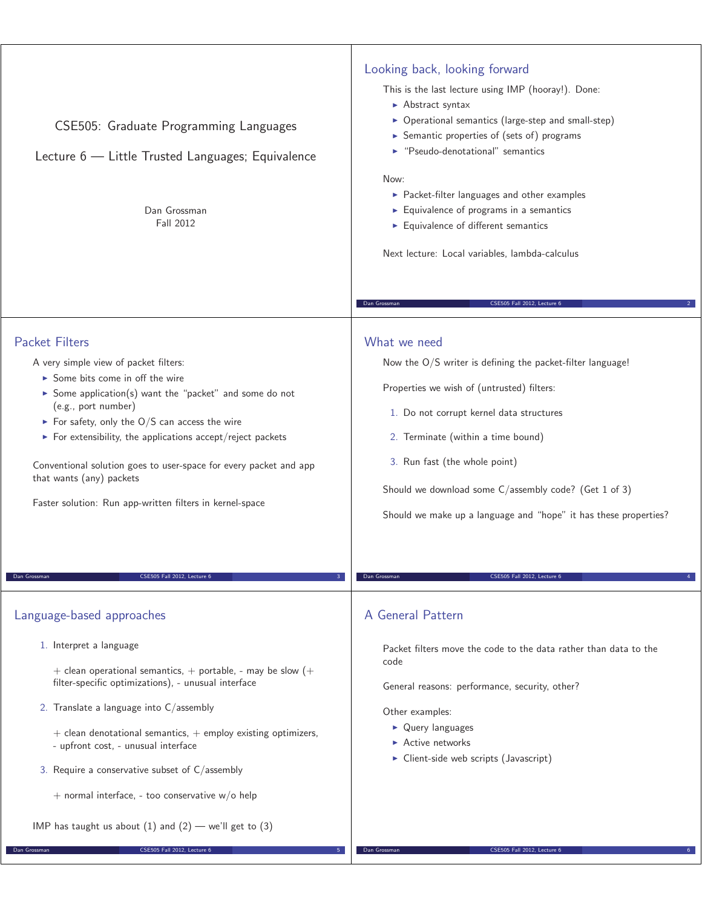# CSE505: Graduate Programming Languages

## Lecture 6 — Little Trusted Languages; Equivalence

Dan Grossman
Fall 2012

## Looking back, looking forward

This is the last lecture using IMP (hooray!). Done:

- Abstract syntax
- Operational semantics (large-step and small-step)
- Semantic properties of (sets of) programs
- "Pseudo-denotational" semantics

Now:

- Packet-filter languages and other examples
- Equivalence of programs in a semantics
- Equivalence of different semantics

Next lecture: Local variables, lambda-calculus

## Packet Filters

A very simple view of packet filters:

- Some bits come in off the wire
- Some application(s) want the "packet" and some do not (e.g., port number)
- For safety, only the O/S can access the wire
- For extensibility, the applications accept/reject packets

Conventional solution goes to user-space for every packet and app that wants (any) packets

Faster solution: Run app-written filters in kernel-space

## What we need

Now the O/S writer is defining the packet-filter language!

Properties we wish of (untrusted) filters:

1. Do not corrupt kernel data structures
2. Terminate (within a time bound)
3. Run fast (the whole point)

Should we download some C/assembly code? (Get 1 of 3)

Should we make up a language and "hope" it has these properties?

## Language-based approaches

1. Interpret a language

   + clean operational semantics, + portable, - may be slow (+ filter-specific optimizations), - unusual interface

2. Translate a language into C/assembly

   + clean denotational semantics, + employ existing optimizers, - upfront cost, - unusual interface

3. Require a conservative subset of C/assembly

   + normal interface, - too conservative w/o help

IMP has taught us about (1) and (2) — we'll get to (3)

## A General Pattern

Packet filters move the code to the data rather than data to the code

General reasons: performance, security, other?

Other examples:

- Query languages
- Active networks
- Client-side web scripts (Javascript)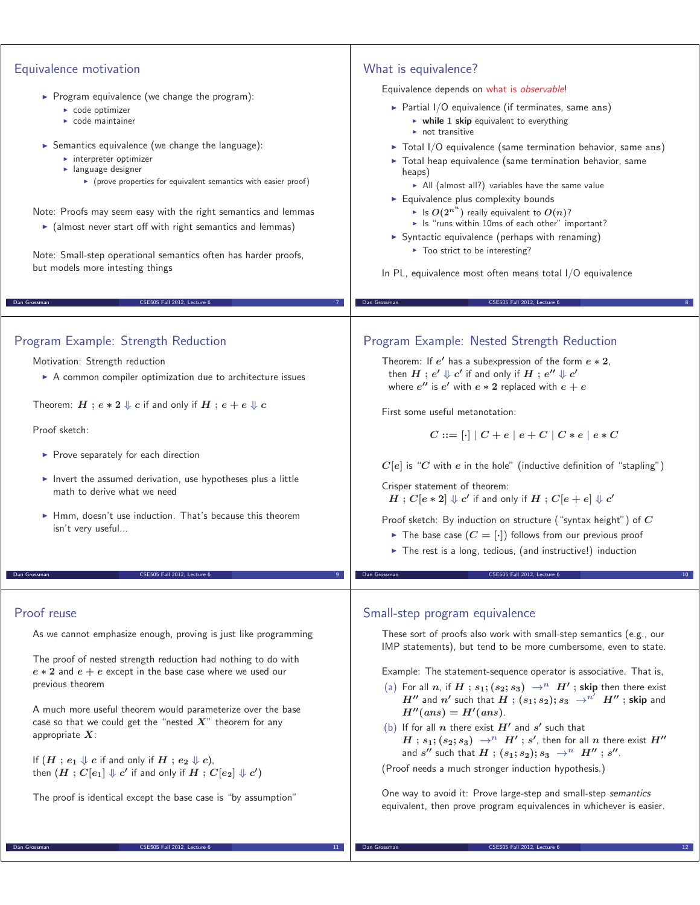## Equivalence motivation

- Program equivalence (we change the program):
  - code optimizer
  - code maintainer
- Semantics equivalence (we change the language):
  - interpreter optimizer
  - language designer
    - (prove properties for equivalent semantics with easier proof)

Note: Proofs may seem easy with the right semantics and lemmas

- (almost never start off with right semantics and lemmas)

Note: Small-step operational semantics often has harder proofs, but models more intesting things

## What is equivalence?

Equivalence depends on what is *observable*!

- Partial I/O equivalence (if terminates, same ans)
  - **while** 1 **skip** equivalent to everything
  - not transitive
- Total I/O equivalence (same termination behavior, same ans)
- Total heap equivalence (same termination behavior, same heaps)
  - All (almost all?) variables have the same value
- Equivalence plus complexity bounds
  - Is $O(2^{n^n})$ really equivalent to $O(n)$?
  - Is "runs within 10ms of each other" important?
- Syntactic equivalence (perhaps with renaming)
  - Too strict to be interesting?

In PL, equivalence most often means total I/O equivalence

## Program Example: Strength Reduction

Motivation: Strength reduction

- A common compiler optimization due to architecture issues

Theorem: $H \; ; \; e * 2 \Downarrow c$ if and only if $H \; ; \; e + e \Downarrow c$

Proof sketch:

- Prove separately for each direction
- Invert the assumed derivation, use hypotheses plus a little math to derive what we need
- Hmm, doesn't use induction. That's because this theorem isn't very useful...

## Program Example: Nested Strength Reduction

Theorem: If $e'$ has a subexpression of the form $e * 2$, then $H \; ; \; e' \Downarrow c'$ if and only if $H \; ; \; e'' \Downarrow c'$ where $e''$ is $e'$ with $e * 2$ replaced with $e + e$

First some useful metanotation:

$$C ::= [\cdot] \mid C + e \mid e + C \mid C * e \mid e * C$$

$C[e]$ is "$C$ with $e$ in the hole" (inductive definition of "stapling")

Crisper statement of theorem:
$H \; ; \; C[e * 2] \Downarrow c'$ if and only if $H \; ; \; C[e + e] \Downarrow c'$

Proof sketch: By induction on structure ("syntax height") of $C$

- The base case ($C = [\cdot]$) follows from our previous proof
- The rest is a long, tedious, (and instructive!) induction

## Proof reuse

As we cannot emphasize enough, proving is just like programming

The proof of nested strength reduction had nothing to do with $e * 2$ and $e + e$ except in the base case where we used our previous theorem

A much more useful theorem would parameterize over the base case so that we could get the "nested $X$" theorem for any appropriate $X$:

If ($H \; ; \; e_1 \Downarrow c$ if and only if $H \; ; \; e_2 \Downarrow c$),
then ($H \; ; \; C[e_1] \Downarrow c'$ if and only if $H \; ; \; C[e_2] \Downarrow c'$)

The proof is identical except the base case is "by assumption"

## Small-step program equivalence

These sort of proofs also work with small-step semantics (e.g., our IMP statements), but tend to be more cumbersome, even to state.

Example: The statement-sequence operator is associative. That is,

(a) For all $n$, if $H \; ; \; s_1; (s_2; s_3) \;\rightarrow^n\; H' \; ; \; \textbf{skip}$ then there exist $H''$ and $n'$ such that $H \; ; \; (s_1; s_2); s_3 \;\rightarrow^{n'}\; H'' \; ; \; \textbf{skip}$ and $H''(ans) = H'(ans)$.

(b) If for all $n$ there exist $H'$ and $s'$ such that $H \; ; \; s_1; (s_2; s_3) \;\rightarrow^n\; H' \; ; \; s'$, then for all $n$ there exist $H''$ and $s''$ such that $H \; ; \; (s_1; s_2); s_3 \;\rightarrow^n\; H'' \; ; \; s''$.

(Proof needs a much stronger induction hypothesis.)

One way to avoid it: Prove large-step and small-step *semantics* equivalent, then prove program equivalences in whichever is easier.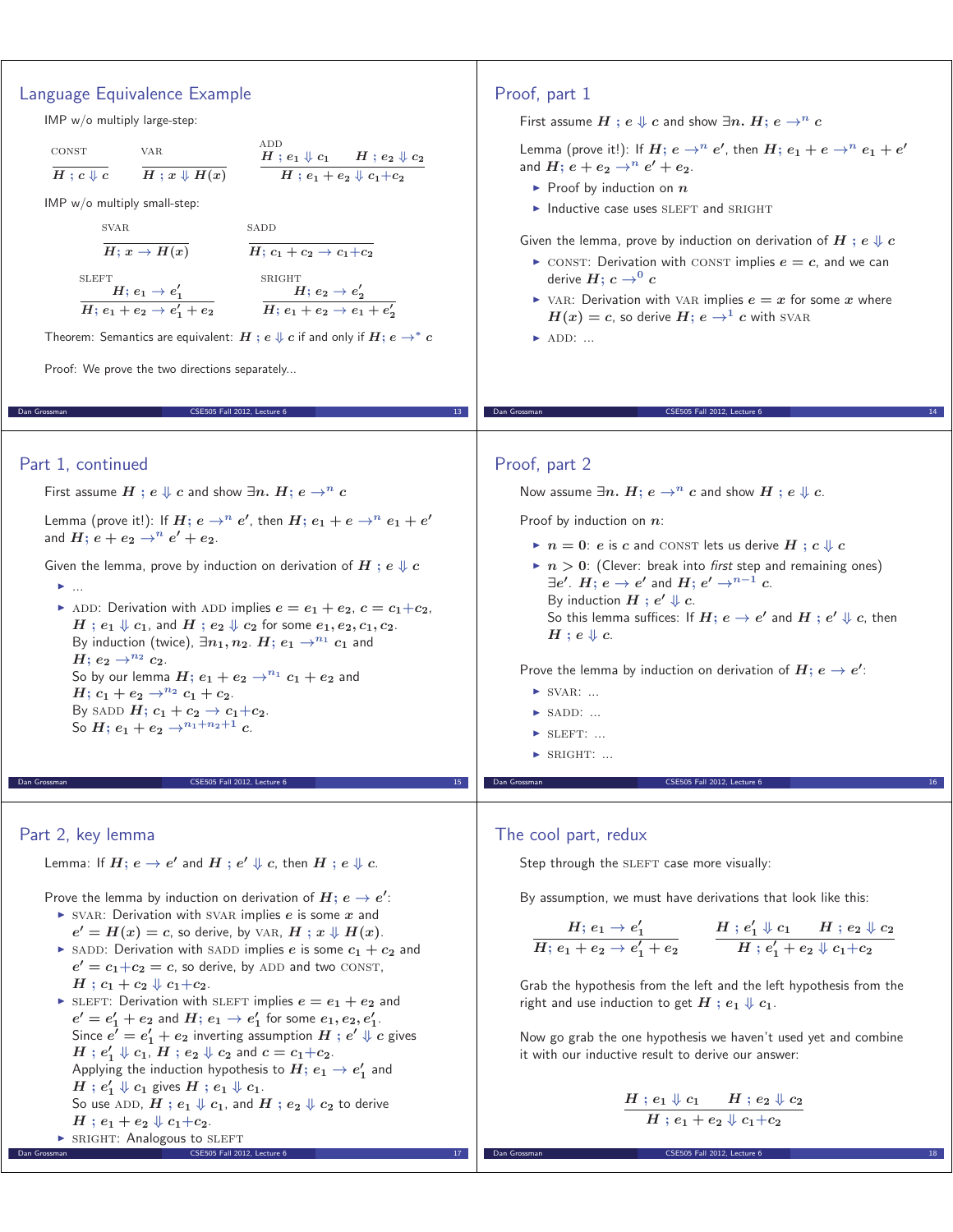## Language Equivalence Example

IMP w/o multiply large-step:

CONST
$$\frac{}{H \; ; \; c \Downarrow c}$$

VAR
$$\frac{}{H \; ; \; x \Downarrow H(x)}$$

ADD
$$\frac{H \; ; \; e_1 \Downarrow c_1 \qquad H \; ; \; e_2 \Downarrow c_2}{H \; ; \; e_1 + e_2 \Downarrow c_1 {+} c_2}$$

IMP w/o multiply small-step:

SVAR
$$\frac{}{H; \, x \to H(x)}$$

SADD
$$\frac{}{H; \, c_1 + c_2 \to c_1 {+} c_2}$$

SLEFT
$$\frac{H; \, e_1 \to e_1'}{H; \, e_1 + e_2 \to e_1' + e_2}$$

SRIGHT
$$\frac{H; \, e_2 \to e_2'}{H; \, e_1 + e_2 \to e_1 + e_2'}$$

Theorem: Semantics are equivalent: $H \; ; \; e \Downarrow c$ if and only if $H; \, e \to^* c$

Proof: We prove the two directions separately...

## Proof, part 1

First assume $H \; ; \; e \Downarrow c$ and show $\exists n. \; H; \, e \to^n c$

Lemma (prove it!): If $H; \, e \to^n e'$, then $H; \, e_1 + e \to^n e_1 + e'$ and $H; \, e + e_2 \to^n e' + e_2$.

- Proof by induction on $n$
- Inductive case uses SLEFT and SRIGHT

Given the lemma, prove by induction on derivation of $H \; ; \; e \Downarrow c$

- CONST: Derivation with CONST implies $e = c$, and we can derive $H; \, c \to^0 c$
- VAR: Derivation with VAR implies $e = x$ for some $x$ where $H(x) = c$, so derive $H; \, e \to^1 c$ with SVAR
- ADD: ...

## Part 1, continued

First assume $H \; ; \; e \Downarrow c$ and show $\exists n. \; H; \, e \to^n c$

Lemma (prove it!): If $H; \, e \to^n e'$, then $H; \, e_1 + e \to^n e_1 + e'$ and $H; \, e + e_2 \to^n e' + e_2$.

Given the lemma, prove by induction on derivation of $H \; ; \; e \Downarrow c$

- ...
- ADD: Derivation with ADD implies $e = e_1 + e_2$, $c = c_1 {+} c_2$, $H \; ; \; e_1 \Downarrow c_1$, and $H \; ; \; e_2 \Downarrow c_2$ for some $e_1, e_2, c_1, c_2$.
  By induction (twice), $\exists n_1, n_2. \; H; \, e_1 \to^{n_1} c_1$ and $H; \, e_2 \to^{n_2} c_2$.
  So by our lemma $H; \, e_1 + e_2 \to^{n_1} c_1 + e_2$ and $H; \, c_1 + e_2 \to^{n_2} c_1 + c_2$.
  By SADD $H; \, c_1 + c_2 \to c_1 {+} c_2$.
  So $H; \, e_1 + e_2 \to^{n_1 + n_2 + 1} c$.

## Proof, part 2

Now assume $\exists n. \; H; \, e \to^n c$ and show $H \; ; \; e \Downarrow c$.

Proof by induction on $n$:

- $n = 0$: $e$ is $c$ and CONST lets us derive $H \; ; \; c \Downarrow c$
- $n > 0$: (Clever: break into *first* step and remaining ones) $\exists e'. \; H; \, e \to e'$ and $H; \, e' \to^{n-1} c$.
  By induction $H \; ; \; e' \Downarrow c$.
  So this lemma suffices: If $H; \, e \to e'$ and $H \; ; \; e' \Downarrow c$, then $H \; ; \; e \Downarrow c$.

Prove the lemma by induction on derivation of $H; \, e \to e'$:

- SVAR: ...
- SADD: ...
- SLEFT: ...
- SRIGHT: ...

## Part 2, key lemma

Lemma: If $H; \, e \to e'$ and $H \; ; \; e' \Downarrow c$, then $H \; ; \; e \Downarrow c$.

Prove the lemma by induction on derivation of $H; \, e \to e'$:

- SVAR: Derivation with SVAR implies $e$ is some $x$ and $e' = H(x) = c$, so derive, by VAR, $H \; ; \; x \Downarrow H(x)$.
- SADD: Derivation with SADD implies $e$ is some $c_1 + c_2$ and $e' = c_1 {+} c_2 = c$, so derive, by ADD and two CONST, $H \; ; \; c_1 + c_2 \Downarrow c_1 {+} c_2$.
- SLEFT: Derivation with SLEFT implies $e = e_1 + e_2$ and $e' = e_1' + e_2$ and $H; \, e_1 \to e_1'$ for some $e_1, e_2, e_1'$.
  Since $e' = e_1' + e_2$ inverting assumption $H \; ; \; e' \Downarrow c$ gives $H \; ; \; e_1' \Downarrow c_1$, $H \; ; \; e_2 \Downarrow c_2$ and $c = c_1 {+} c_2$.
  Applying the induction hypothesis to $H; \, e_1 \to e_1'$ and $H \; ; \; e_1' \Downarrow c_1$ gives $H \; ; \; e_1 \Downarrow c_1$.
  So use ADD, $H \; ; \; e_1 \Downarrow c_1$, and $H \; ; \; e_2 \Downarrow c_2$ to derive $H \; ; \; e_1 + e_2 \Downarrow c_1 {+} c_2$.
- SRIGHT: Analogous to SLEFT

## The cool part, redux

Step through the SLEFT case more visually:

By assumption, we must have derivations that look like this:

$$\frac{H; \, e_1 \to e_1'}{H; \, e_1 + e_2 \to e_1' + e_2} \qquad \frac{H \; ; \; e_1' \Downarrow c_1 \qquad H \; ; \; e_2 \Downarrow c_2}{H \; ; \; e_1' + e_2 \Downarrow c_1 {+} c_2}$$

Grab the hypothesis from the left and the left hypothesis from the right and use induction to get $H \; ; \; e_1 \Downarrow c_1$.

Now go grab the one hypothesis we haven't used yet and combine it with our inductive result to derive our answer:

$$\frac{H \; ; \; e_1 \Downarrow c_1 \qquad H \; ; \; e_2 \Downarrow c_2}{H \; ; \; e_1 + e_2 \Downarrow c_1 {+} c_2}$$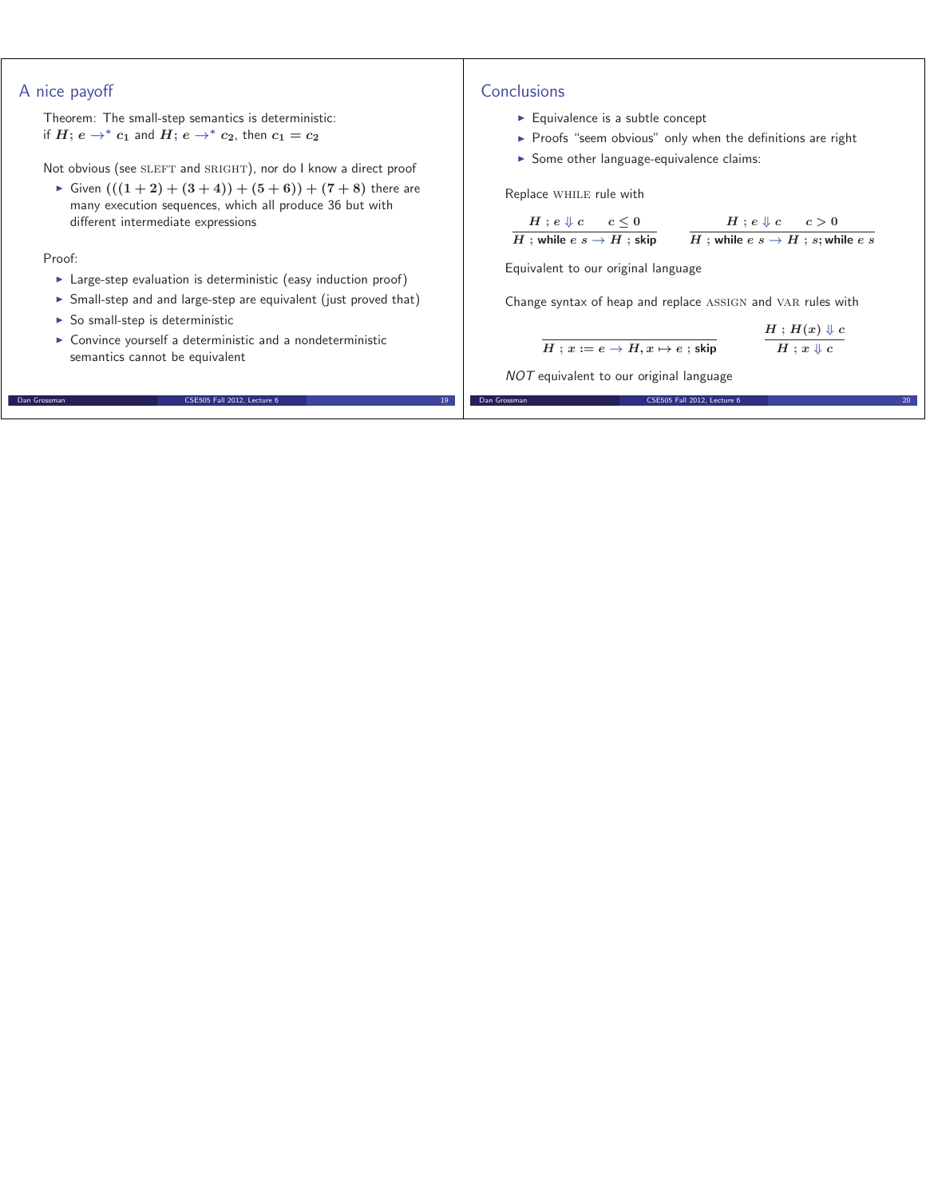## A nice payoff

Theorem: The small-step semantics is deterministic:
if $H; e \rightarrow^* c_1$ and $H; e \rightarrow^* c_2$, then $c_1 = c_2$

Not obvious (see SLEFT and SRIGHT), nor do I know a direct proof

- Given $(((1 + 2) + (3 + 4)) + (5 + 6)) + (7 + 8)$ there are many execution sequences, which all produce 36 but with different intermediate expressions

Proof:

- Large-step evaluation is deterministic (easy induction proof)
- Small-step and and large-step are equivalent (just proved that)
- So small-step is deterministic
- Convince yourself a deterministic and a nondeterministic semantics cannot be equivalent

## Conclusions

- Equivalence is a subtle concept
- Proofs "seem obvious" only when the definitions are right
- Some other language-equivalence claims:

Replace WHILE rule with

$$\frac{H\ ;\ e \Downarrow c \qquad c \leq 0}{H\ ;\ \mathsf{while}\ e\ s \rightarrow H\ ;\ \mathsf{skip}} \qquad \frac{H\ ;\ e \Downarrow c \qquad c > 0}{H\ ;\ \mathsf{while}\ e\ s \rightarrow H\ ;\ s; \mathsf{while}\ e\ s}$$

Equivalent to our original language

Change syntax of heap and replace ASSIGN and VAR rules with

$$\frac{}{H\ ;\ x := e \rightarrow H, x \mapsto e\ ;\ \mathsf{skip}} \qquad \frac{H\ ;\ H(x) \Downarrow c}{H\ ;\ x \Downarrow c}$$

*NOT* equivalent to our original language